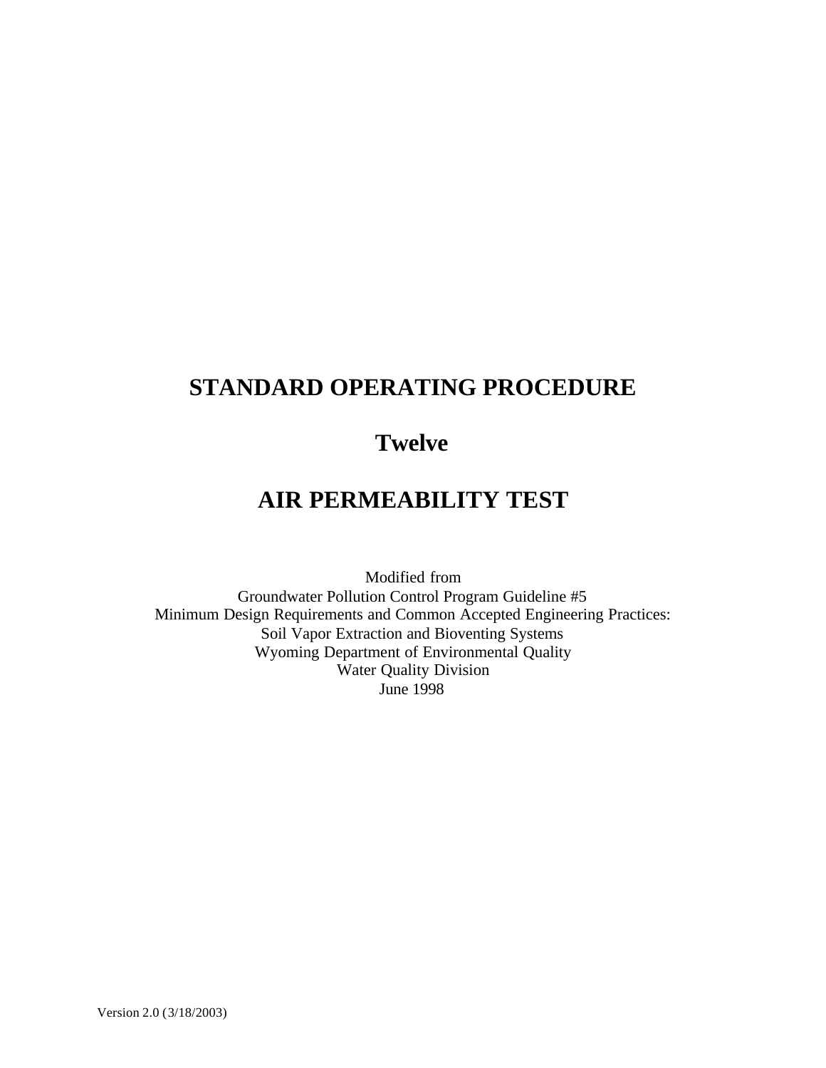# STANDARD OPERATING PROCEDURE

## Twelve

# AIR PERMEABILITY TEST

Modified from
Groundwater Pollution Control Program Guideline #5
Minimum Design Requirements and Common Accepted Engineering Practices:
Soil Vapor Extraction and Bioventing Systems
Wyoming Department of Environmental Quality
Water Quality Division
June 1998

Version 2.0 (3/18/2003)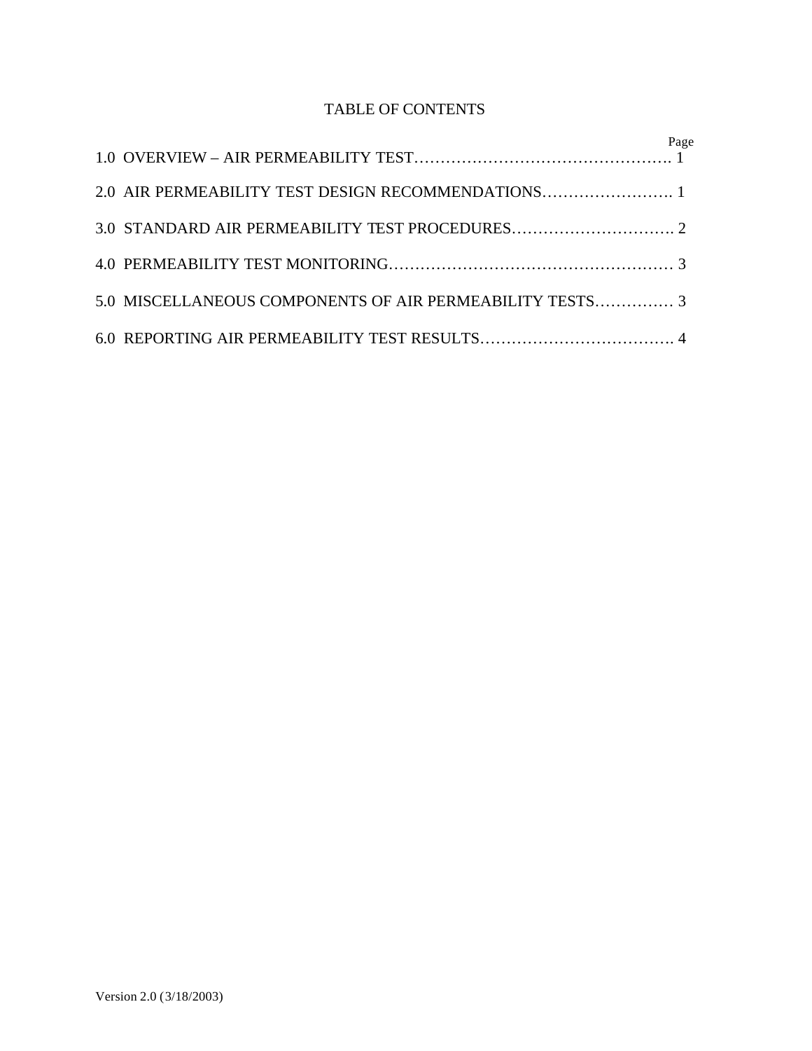# TABLE OF CONTENTS

| | Page |
|---|---|
| 1.0 OVERVIEW – AIR PERMEABILITY TEST | 1 |
| 2.0 AIR PERMEABILITY TEST DESIGN RECOMMENDATIONS | 1 |
| 3.0 STANDARD AIR PERMEABILITY TEST PROCEDURES | 2 |
| 4.0 PERMEABILITY TEST MONITORING | 3 |
| 5.0 MISCELLANEOUS COMPONENTS OF AIR PERMEABILITY TESTS | 3 |
| 6.0 REPORTING AIR PERMEABILITY TEST RESULTS | 4 |

Version 2.0 (3/18/2003)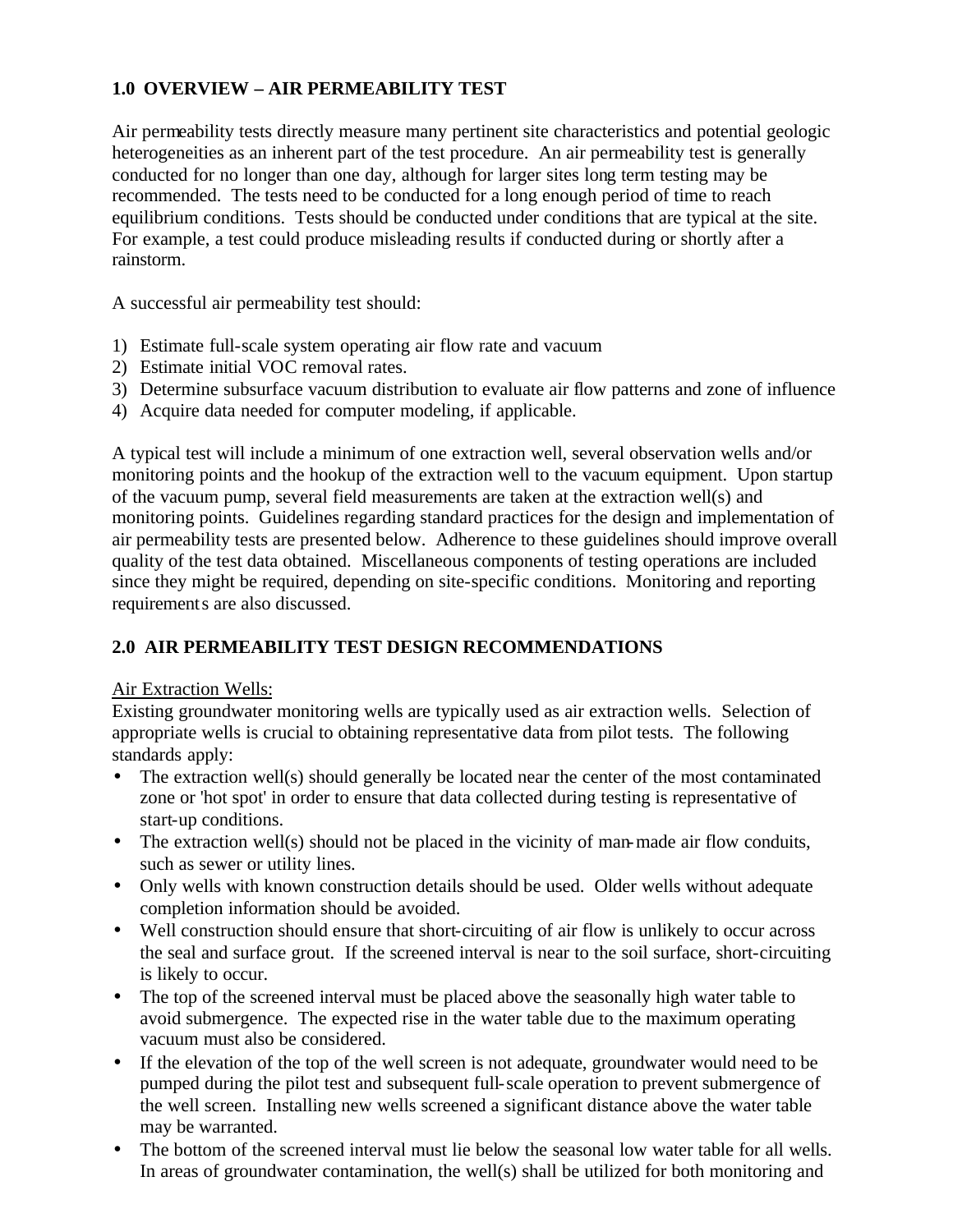## 1.0 OVERVIEW – AIR PERMEABILITY TEST

Air permeability tests directly measure many pertinent site characteristics and potential geologic heterogeneities as an inherent part of the test procedure. An air permeability test is generally conducted for no longer than one day, although for larger sites long term testing may be recommended. The tests need to be conducted for a long enough period of time to reach equilibrium conditions. Tests should be conducted under conditions that are typical at the site. For example, a test could produce misleading results if conducted during or shortly after a rainstorm.

A successful air permeability test should:

1) Estimate full-scale system operating air flow rate and vacuum
2) Estimate initial VOC removal rates.
3) Determine subsurface vacuum distribution to evaluate air flow patterns and zone of influence
4) Acquire data needed for computer modeling, if applicable.

A typical test will include a minimum of one extraction well, several observation wells and/or monitoring points and the hookup of the extraction well to the vacuum equipment. Upon startup of the vacuum pump, several field measurements are taken at the extraction well(s) and monitoring points. Guidelines regarding standard practices for the design and implementation of air permeability tests are presented below. Adherence to these guidelines should improve overall quality of the test data obtained. Miscellaneous components of testing operations are included since they might be required, depending on site-specific conditions. Monitoring and reporting requirements are also discussed.

## 2.0 AIR PERMEABILITY TEST DESIGN RECOMMENDATIONS

Air Extraction Wells:

Existing groundwater monitoring wells are typically used as air extraction wells. Selection of appropriate wells is crucial to obtaining representative data from pilot tests. The following standards apply:

- The extraction well(s) should generally be located near the center of the most contaminated zone or 'hot spot' in order to ensure that data collected during testing is representative of start-up conditions.
- The extraction well(s) should not be placed in the vicinity of man-made air flow conduits, such as sewer or utility lines.
- Only wells with known construction details should be used. Older wells without adequate completion information should be avoided.
- Well construction should ensure that short-circuiting of air flow is unlikely to occur across the seal and surface grout. If the screened interval is near to the soil surface, short-circuiting is likely to occur.
- The top of the screened interval must be placed above the seasonally high water table to avoid submergence. The expected rise in the water table due to the maximum operating vacuum must also be considered.
- If the elevation of the top of the well screen is not adequate, groundwater would need to be pumped during the pilot test and subsequent full-scale operation to prevent submergence of the well screen. Installing new wells screened a significant distance above the water table may be warranted.
- The bottom of the screened interval must lie below the seasonal low water table for all wells. In areas of groundwater contamination, the well(s) shall be utilized for both monitoring and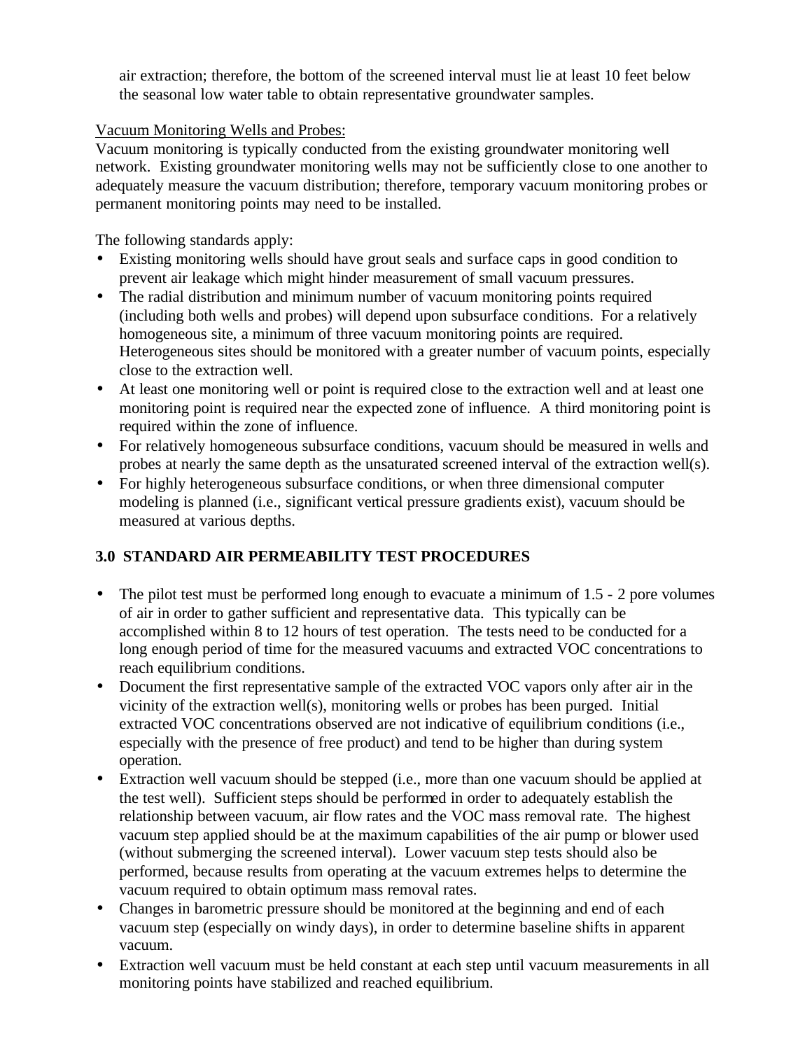air extraction; therefore, the bottom of the screened interval must lie at least 10 feet below the seasonal low water table to obtain representative groundwater samples.

Vacuum Monitoring Wells and Probes:
Vacuum monitoring is typically conducted from the existing groundwater monitoring well network. Existing groundwater monitoring wells may not be sufficiently close to one another to adequately measure the vacuum distribution; therefore, temporary vacuum monitoring probes or permanent monitoring points may need to be installed.

The following standards apply:

- Existing monitoring wells should have grout seals and surface caps in good condition to prevent air leakage which might hinder measurement of small vacuum pressures.
- The radial distribution and minimum number of vacuum monitoring points required (including both wells and probes) will depend upon subsurface conditions. For a relatively homogeneous site, a minimum of three vacuum monitoring points are required. Heterogeneous sites should be monitored with a greater number of vacuum points, especially close to the extraction well.
- At least one monitoring well or point is required close to the extraction well and at least one monitoring point is required near the expected zone of influence. A third monitoring point is required within the zone of influence.
- For relatively homogeneous subsurface conditions, vacuum should be measured in wells and probes at nearly the same depth as the unsaturated screened interval of the extraction well(s).
- For highly heterogeneous subsurface conditions, or when three dimensional computer modeling is planned (i.e., significant vertical pressure gradients exist), vacuum should be measured at various depths.

## 3.0 STANDARD AIR PERMEABILITY TEST PROCEDURES

- The pilot test must be performed long enough to evacuate a minimum of 1.5 - 2 pore volumes of air in order to gather sufficient and representative data. This typically can be accomplished within 8 to 12 hours of test operation. The tests need to be conducted for a long enough period of time for the measured vacuums and extracted VOC concentrations to reach equilibrium conditions.
- Document the first representative sample of the extracted VOC vapors only after air in the vicinity of the extraction well(s), monitoring wells or probes has been purged. Initial extracted VOC concentrations observed are not indicative of equilibrium conditions (i.e., especially with the presence of free product) and tend to be higher than during system operation.
- Extraction well vacuum should be stepped (i.e., more than one vacuum should be applied at the test well). Sufficient steps should be performed in order to adequately establish the relationship between vacuum, air flow rates and the VOC mass removal rate. The highest vacuum step applied should be at the maximum capabilities of the air pump or blower used (without submerging the screened interval). Lower vacuum step tests should also be performed, because results from operating at the vacuum extremes helps to determine the vacuum required to obtain optimum mass removal rates.
- Changes in barometric pressure should be monitored at the beginning and end of each vacuum step (especially on windy days), in order to determine baseline shifts in apparent vacuum.
- Extraction well vacuum must be held constant at each step until vacuum measurements in all monitoring points have stabilized and reached equilibrium.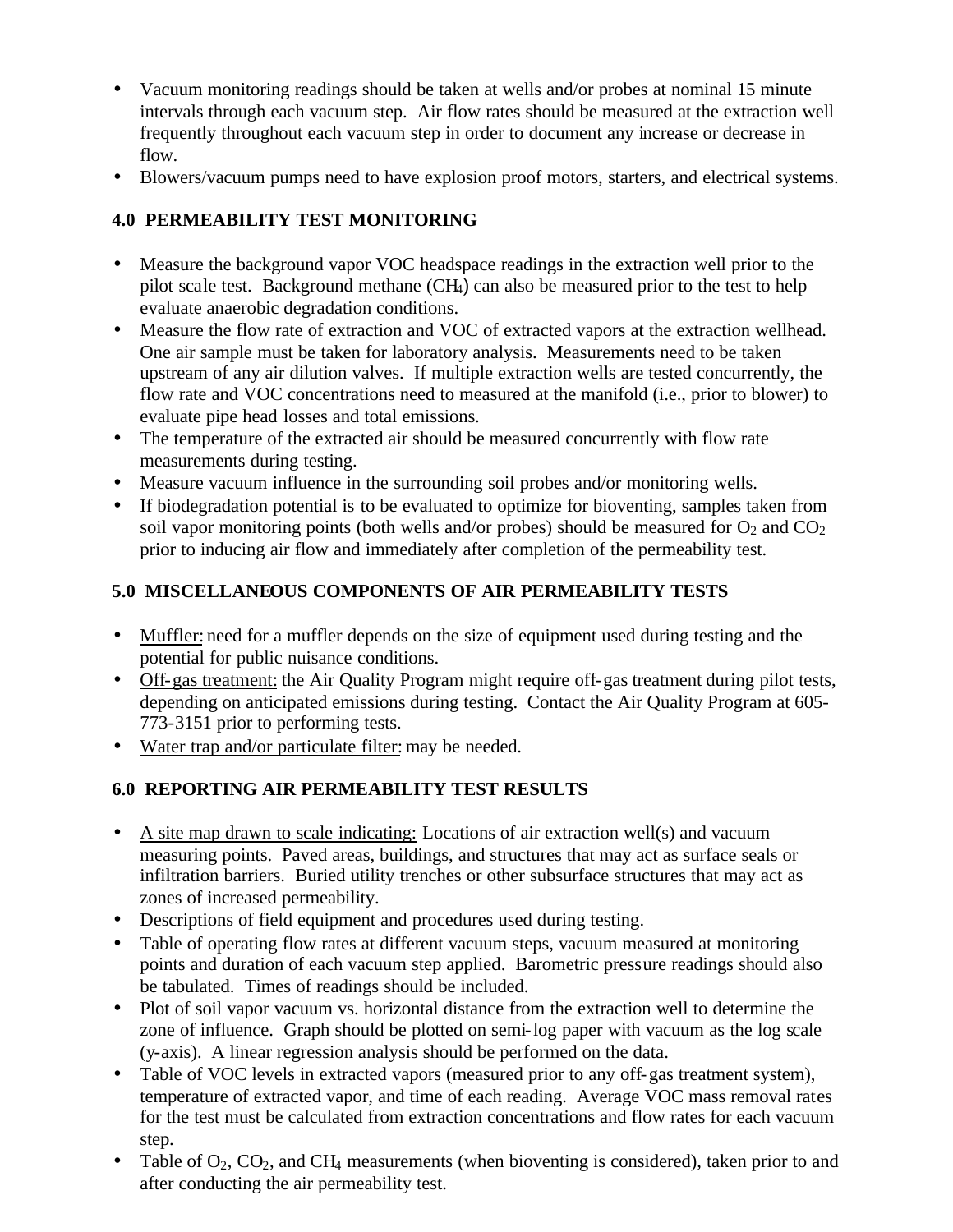- Vacuum monitoring readings should be taken at wells and/or probes at nominal 15 minute intervals through each vacuum step. Air flow rates should be measured at the extraction well frequently throughout each vacuum step in order to document any increase or decrease in flow.
- Blowers/vacuum pumps need to have explosion proof motors, starters, and electrical systems.

## 4.0 PERMEABILITY TEST MONITORING

- Measure the background vapor VOC headspace readings in the extraction well prior to the pilot scale test. Background methane ($CH_4$) can also be measured prior to the test to help evaluate anaerobic degradation conditions.
- Measure the flow rate of extraction and VOC of extracted vapors at the extraction wellhead. One air sample must be taken for laboratory analysis. Measurements need to be taken upstream of any air dilution valves. If multiple extraction wells are tested concurrently, the flow rate and VOC concentrations need to measured at the manifold (i.e., prior to blower) to evaluate pipe head losses and total emissions.
- The temperature of the extracted air should be measured concurrently with flow rate measurements during testing.
- Measure vacuum influence in the surrounding soil probes and/or monitoring wells.
- If biodegradation potential is to be evaluated to optimize for bioventing, samples taken from soil vapor monitoring points (both wells and/or probes) should be measured for $O_2$ and $CO_2$ prior to inducing air flow and immediately after completion of the permeability test.

## 5.0 MISCELLANEOUS COMPONENTS OF AIR PERMEABILITY TESTS

- Muffler: need for a muffler depends on the size of equipment used during testing and the potential for public nuisance conditions.
- Off-gas treatment: the Air Quality Program might require off-gas treatment during pilot tests, depending on anticipated emissions during testing. Contact the Air Quality Program at 605-773-3151 prior to performing tests.
- Water trap and/or particulate filter: may be needed.

## 6.0 REPORTING AIR PERMEABILITY TEST RESULTS

- A site map drawn to scale indicating: Locations of air extraction well(s) and vacuum measuring points. Paved areas, buildings, and structures that may act as surface seals or infiltration barriers. Buried utility trenches or other subsurface structures that may act as zones of increased permeability.
- Descriptions of field equipment and procedures used during testing.
- Table of operating flow rates at different vacuum steps, vacuum measured at monitoring points and duration of each vacuum step applied. Barometric pressure readings should also be tabulated. Times of readings should be included.
- Plot of soil vapor vacuum vs. horizontal distance from the extraction well to determine the zone of influence. Graph should be plotted on semi-log paper with vacuum as the log scale (y-axis). A linear regression analysis should be performed on the data.
- Table of VOC levels in extracted vapors (measured prior to any off-gas treatment system), temperature of extracted vapor, and time of each reading. Average VOC mass removal rates for the test must be calculated from extraction concentrations and flow rates for each vacuum step.
- Table of $O_2$, $CO_2$, and $CH_4$ measurements (when bioventing is considered), taken prior to and after conducting the air permeability test.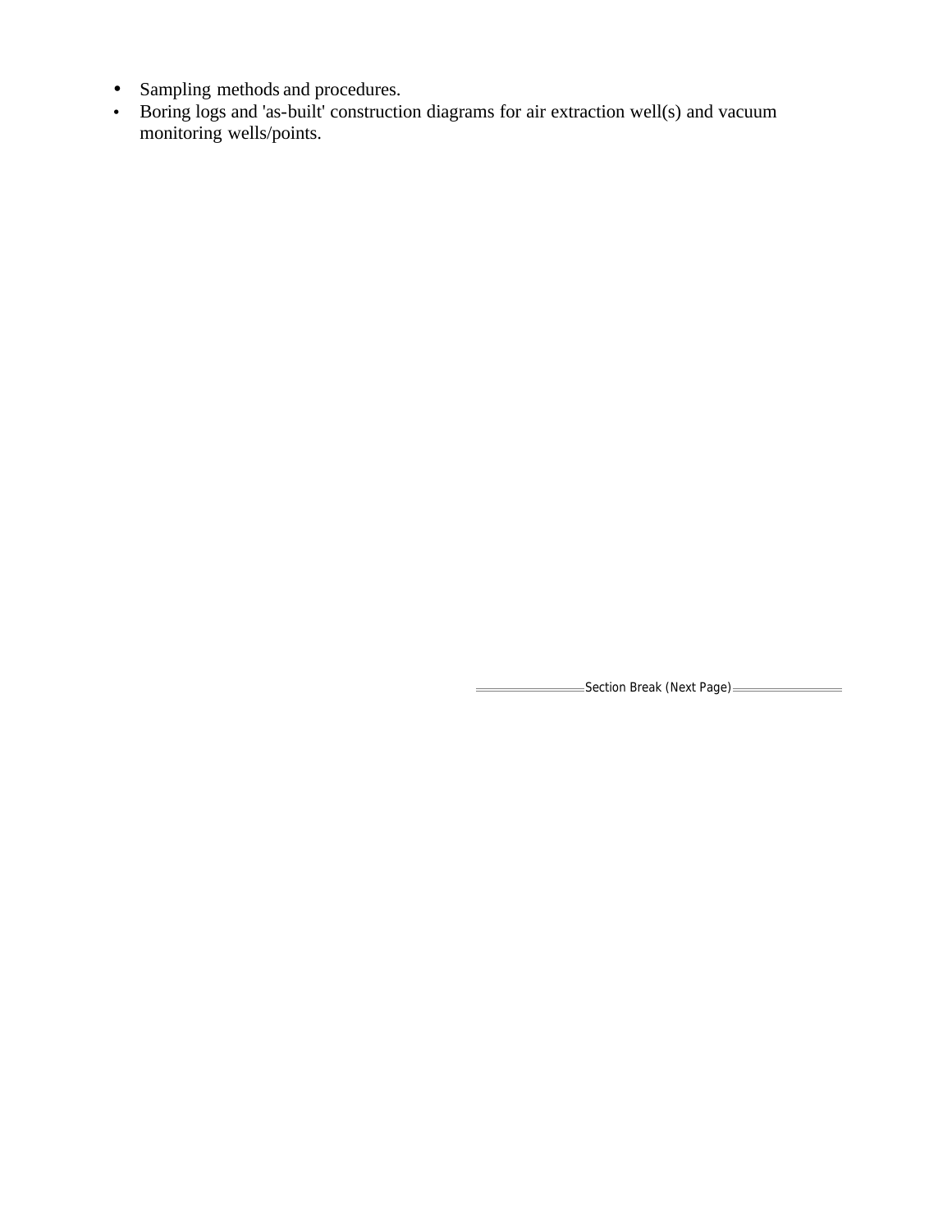- Sampling methods and procedures.
- Boring logs and 'as-built' construction diagrams for air extraction well(s) and vacuum monitoring wells/points.